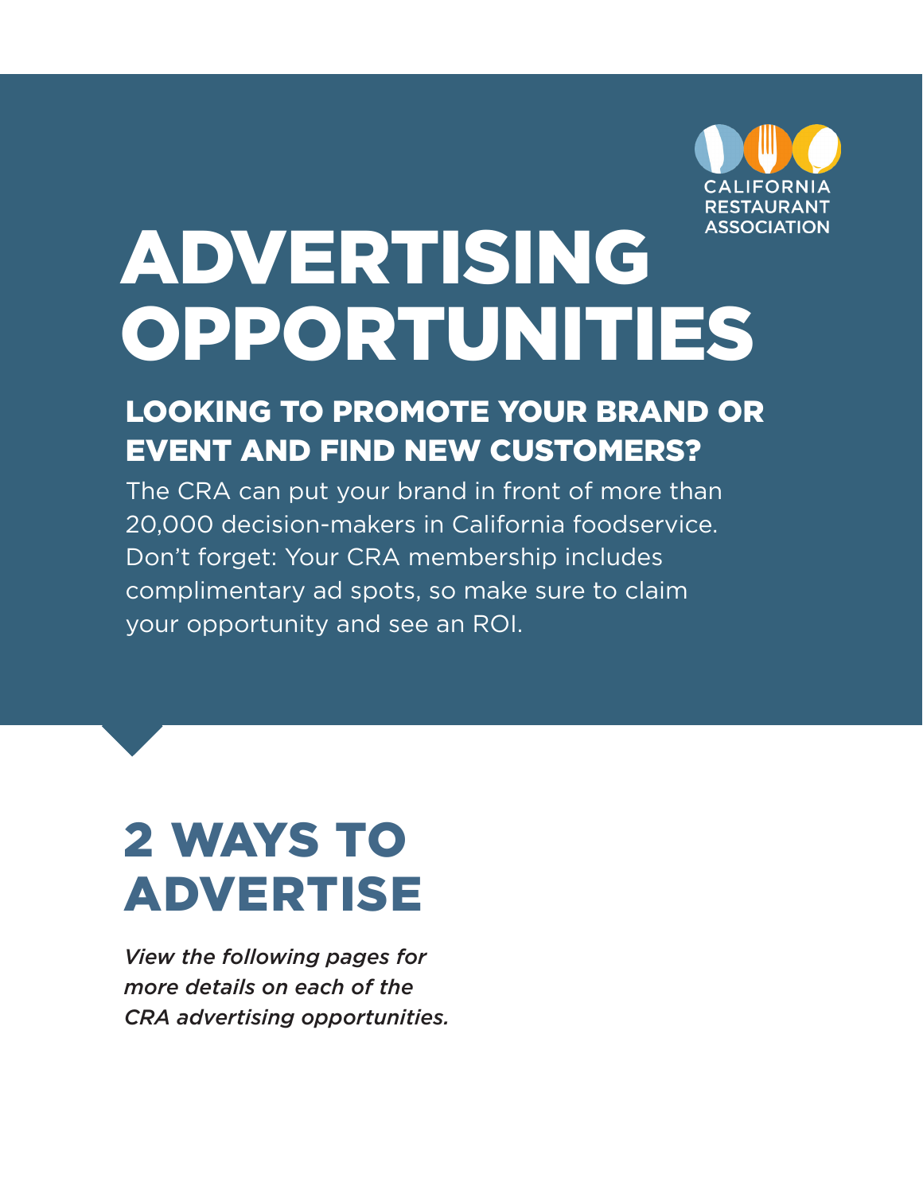CALIFORNIA RESTAURANT ASSOCIATION

# ADVERTISING OPPORTUNITIES

## LOOKING TO PROMOTE YOUR BRAND OR EVENT AND FIND NEW CUSTOMERS?

The CRA can put your brand in front of more than 20,000 decision-makers in California foodservice. Don't forget: Your CRA membership includes complimentary ad spots, so make sure to claim your opportunity and see an ROI.

## 2 WAYS TO ADVERTISE

*View the following pages for more details on each of the CRA advertising opportunities.*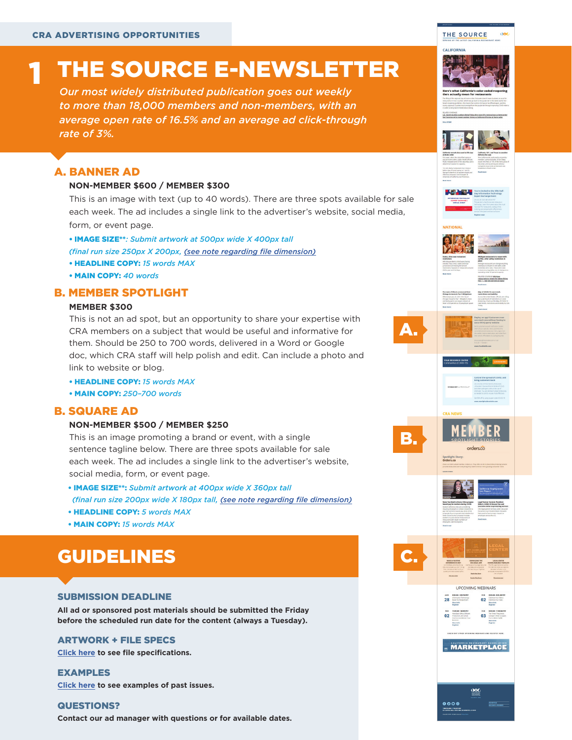CRA ADVERTISING OPPORTUNITIES

# 1 THE SOURCE E-NEWSLETTER

*Our most widely distributed publication goes out weekly to more than 18,000 members and non-members, with an average open rate of 16.5% and an average ad click-through rate of 3%.*

## A. BANNER AD

**NON-MEMBER $600 / MEMBER $300**

This is an image with text (up to 40 words). There are three spots available for sale each week. The ad includes a single link to the advertiser's website, social media, form, or event page.

- **IMAGE SIZE\*\*:** *Submit artwork at 500px wide X 400px tall (final run size 250px X 200px, (see note regarding file dimension)*
- **HEADLINE COPY:** *15 words MAX*
- **MAIN COPY:** *40 words*

## B. MEMBER SPOTLIGHT

**MEMBER $300**

This is not an ad spot, but an opportunity to share your expertise with CRA members on a subject that would be useful and informative for them. Should be 250 to 700 words, delivered in a Word or Google doc, which CRA staff will help polish and edit. Can include a photo and link to website or blog.

- **HEADLINE COPY:** *15 words MAX*
- **MAIN COPY:** *250–700 words*

## B. SQUARE AD

**NON-MEMBER $500 / MEMBER $250**

This is an image promoting a brand or event, with a single sentence tagline below. There are three spots available for sale each week. The ad includes a single link to the advertiser's website, social media, form, or event page.

- **IMAGE SIZE\*\*:** *Submit artwork at 400px wide X 360px tall (final run size 200px wide X 180px tall, (see note regarding file dimension)*
- **HEADLINE COPY:** *5 words MAX*
- **MAIN COPY:** *15 words MAX*

# GUIDELINES

### SUBMISSION DEADLINE

**All ad or sponsored post materials should be submitted the Friday before the scheduled run date for the content (always a Tuesday).**

### ARTWORK + FILE SPECS

**Click here to see file specifications.**

### EXAMPLES

**Click here to see examples of past issues.**

### QUESTIONS?

**Contact our ad manager with questions or for available dates.**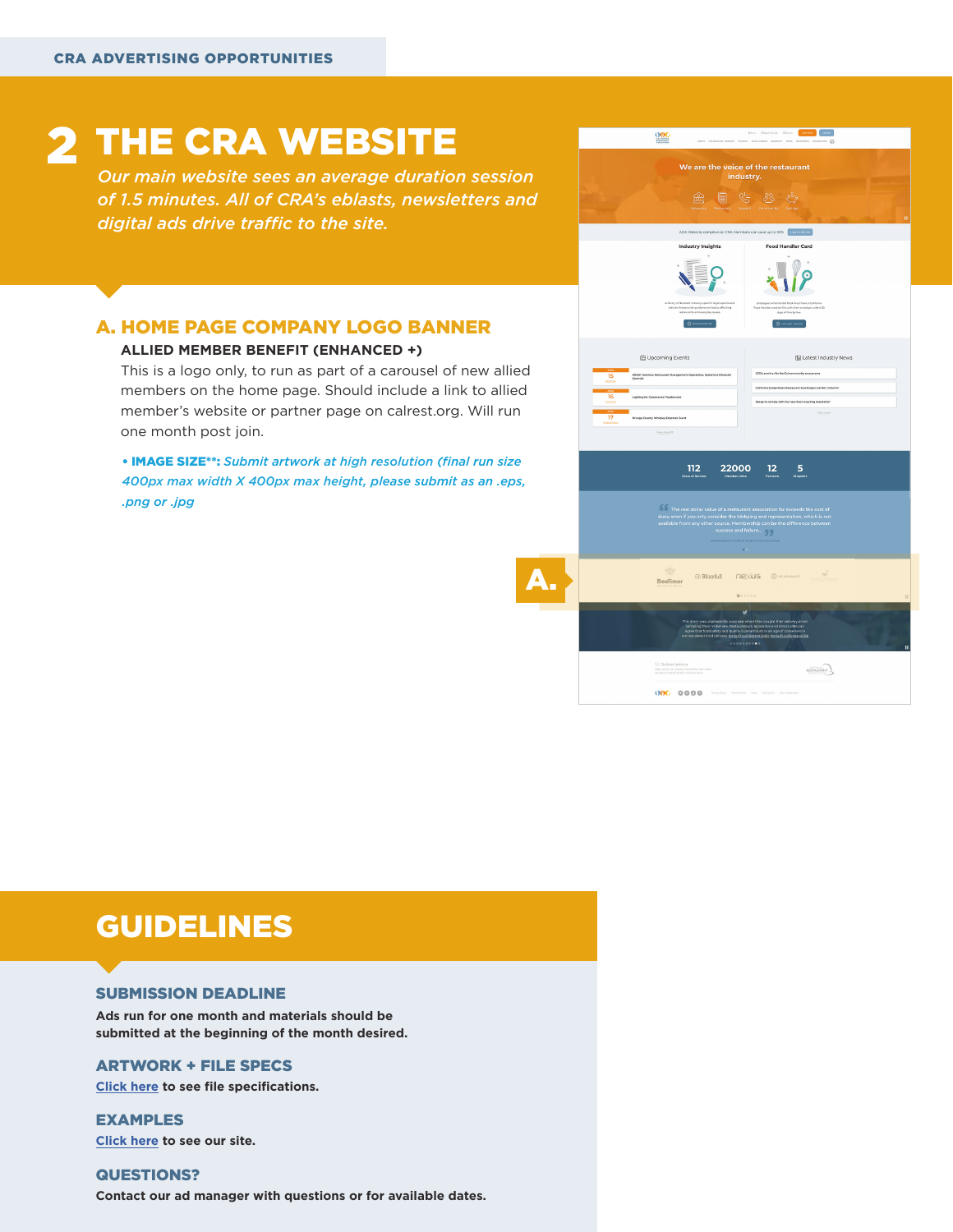CRA ADVERTISING OPPORTUNITIES

# 2 THE CRA WEBSITE

*Our main website sees an average duration session of 1.5 minutes. All of CRA's eblasts, newsletters and digital ads drive traffic to the site.*

## A. HOME PAGE COMPANY LOGO BANNER

**ALLIED MEMBER BENEFIT (ENHANCED +)**

This is a logo only, to run as part of a carousel of new allied members on the home page. Should include a link to allied member's website or partner page on calrest.org. Will run one month post join.

- **IMAGE SIZE\*\*:** *Submit artwork at high resolution (final run size 400px max width X 400px max height, please submit as an .eps, .png or .jpg*

# GUIDELINES

### SUBMISSION DEADLINE

**Ads run for one month and materials should be submitted at the beginning of the month desired.**

### ARTWORK + FILE SPECS

**Click here to see file specifications.**

### EXAMPLES

**Click here to see our site.**

### QUESTIONS?

**Contact our ad manager with questions or for available dates.**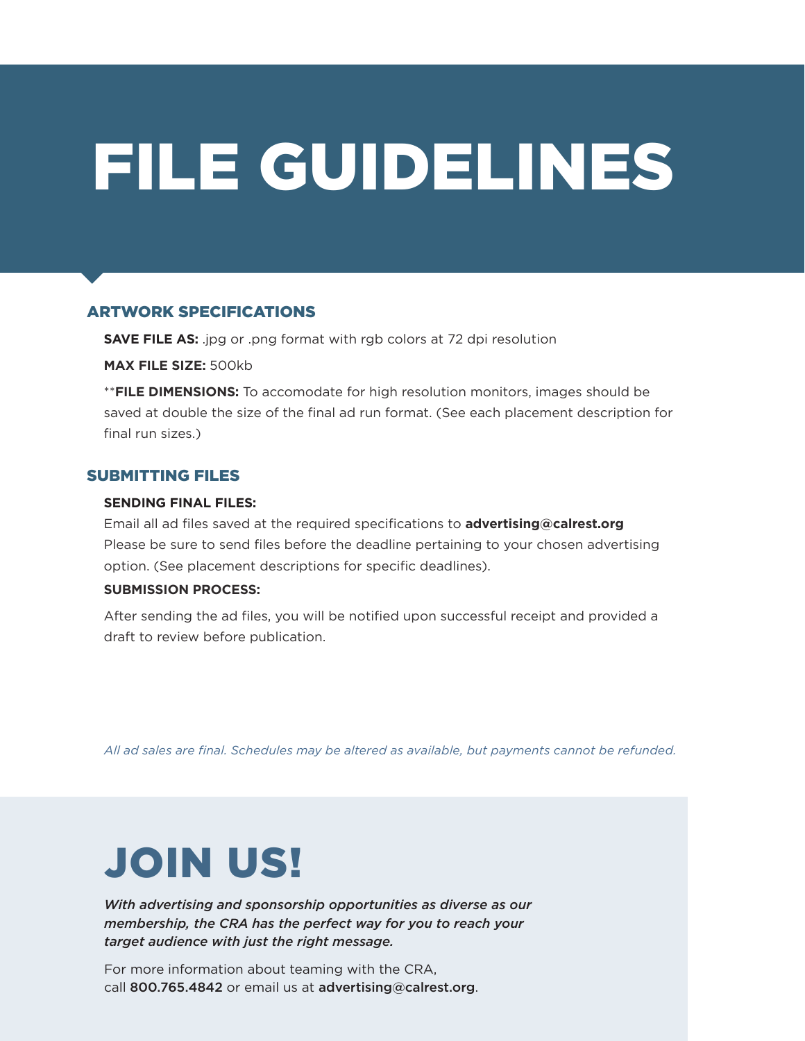# FILE GUIDELINES

## ARTWORK SPECIFICATIONS

**SAVE FILE AS:** .jpg or .png format with rgb colors at 72 dpi resolution

**MAX FILE SIZE:** 500kb

**FILE DIMENSIONS:** To accomodate for high resolution monitors, images should be saved at double the size of the final ad run format. (See each placement description for final run sizes.)

## SUBMITTING FILES

**SENDING FINAL FILES:**

Email all ad files saved at the required specifications to **advertising@calrest.org** Please be sure to send files before the deadline pertaining to your chosen advertising option. (See placement descriptions for specific deadlines).

**SUBMISSION PROCESS:**

After sending the ad files, you will be notified upon successful receipt and provided a draft to review before publication.

*All ad sales are final. Schedules may be altered as available, but payments cannot be refunded.*

# JOIN US!

***With advertising and sponsorship opportunities as diverse as our membership, the CRA has the perfect way for you to reach your target audience with just the right message.***

For more information about teaming with the CRA, call **800.765.4842** or email us at **advertising@calrest.org**.